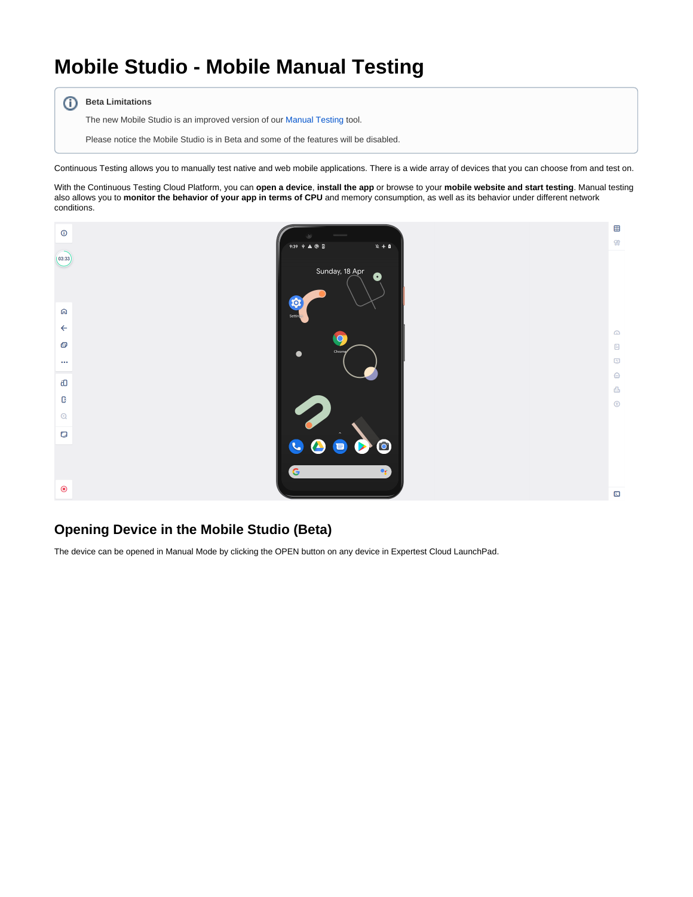# Mobile Studio - Mobile Manual Testing

> **Beta Limitations**
>
> The new Mobile Studio is an improved version of our Manual Testing tool.
>
> Please notice the Mobile Studio is in Beta and some of the features will be disabled.

Continuous Testing allows you to manually test native and web mobile applications. There is a wide array of devices that you can choose from and test on.

With the Continuous Testing Cloud Platform, you can **open a device**, **install the app** or browse to your **mobile website and start testing**. Manual testing also allows you to **monitor the behavior of your app in terms of CPU** and memory consumption, as well as its behavior under different network conditions.

## Opening Device in the Mobile Studio (Beta)

The device can be opened in Manual Mode by clicking the OPEN button on any device in Expertest Cloud LaunchPad.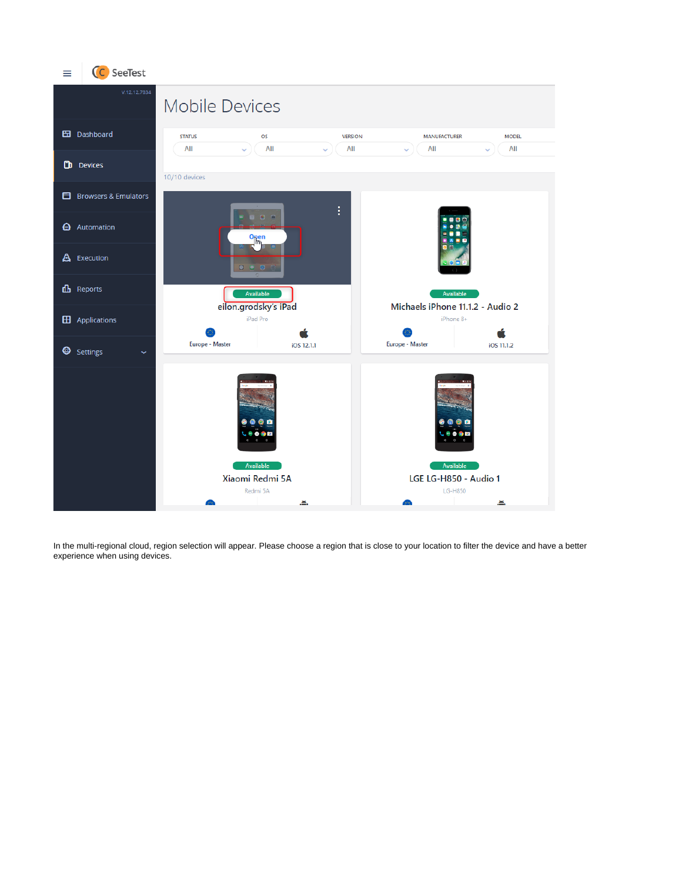In the multi-regional cloud, region selection will appear. Please choose a region that is close to your location to filter the device and have a better experience when using devices.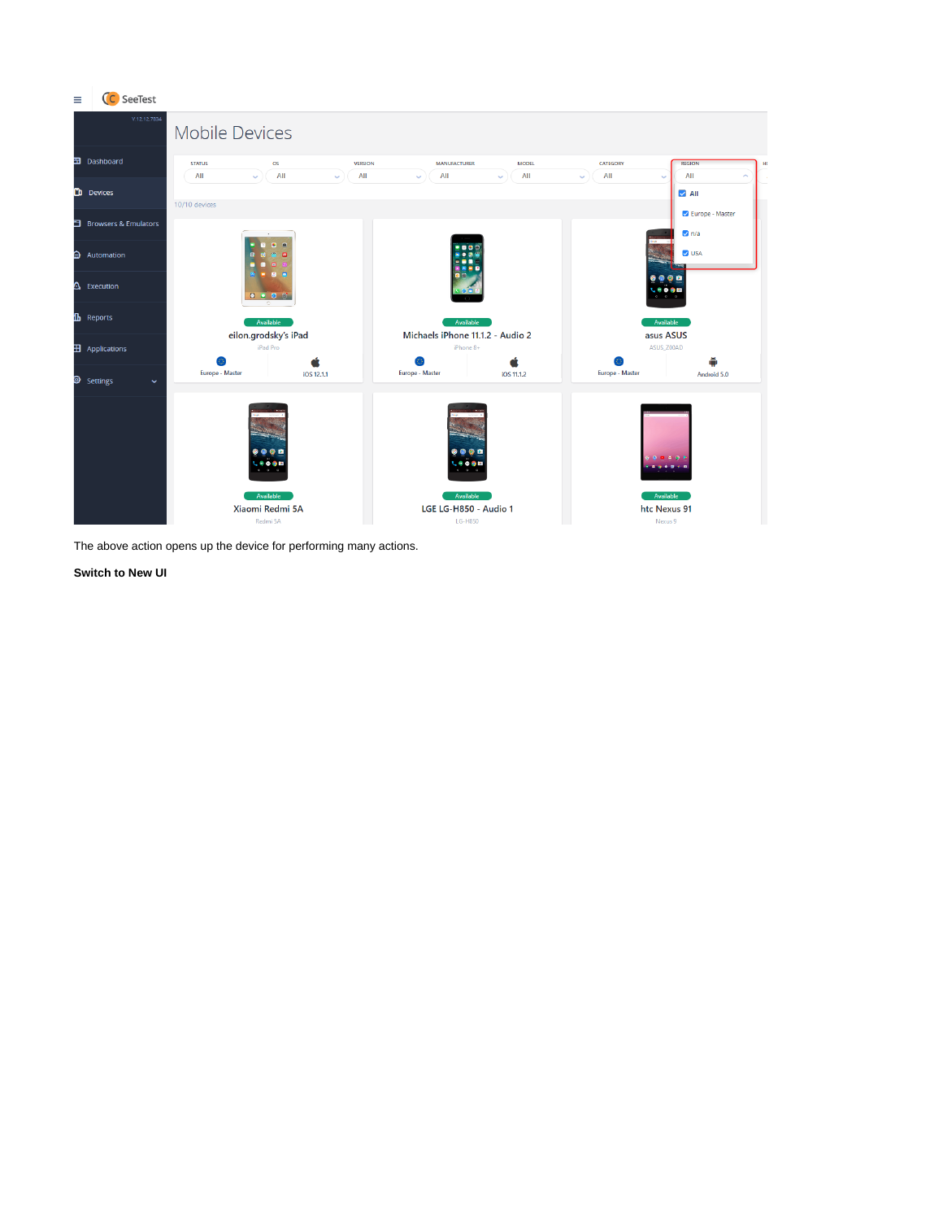The above action opens up the device for performing many actions.

**Switch to New UI**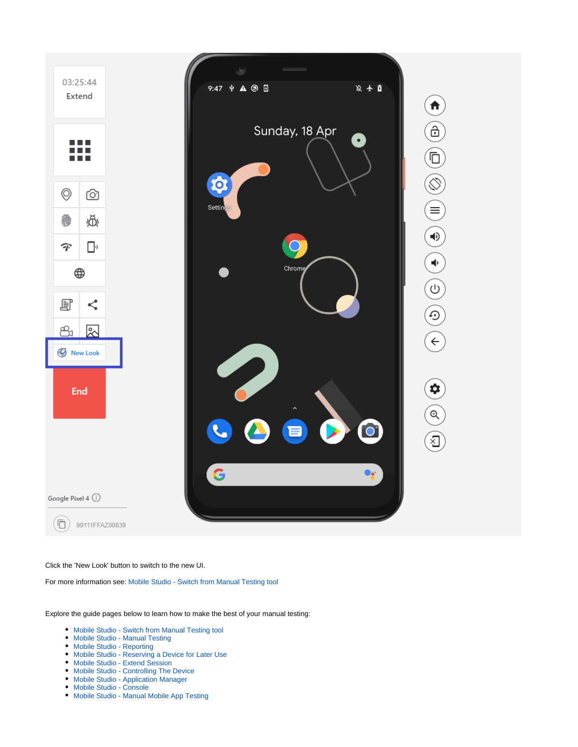Click the 'New Look' button to switch to the new UI.

For more information see: Mobile Studio - Switch from Manual Testing tool

Explore the guide pages below to learn how to make the best of your manual testing:

- Mobile Studio - Switch from Manual Testing tool
- Mobile Studio - Manual Testing
- Mobile Studio - Reporting
- Mobile Studio - Reserving a Device for Later Use
- Mobile Studio - Extend Session
- Mobile Studio - Controlling The Device
- Mobile Studio - Application Manager
- Mobile Studio - Console
- Mobile Studio - Manual Mobile App Testing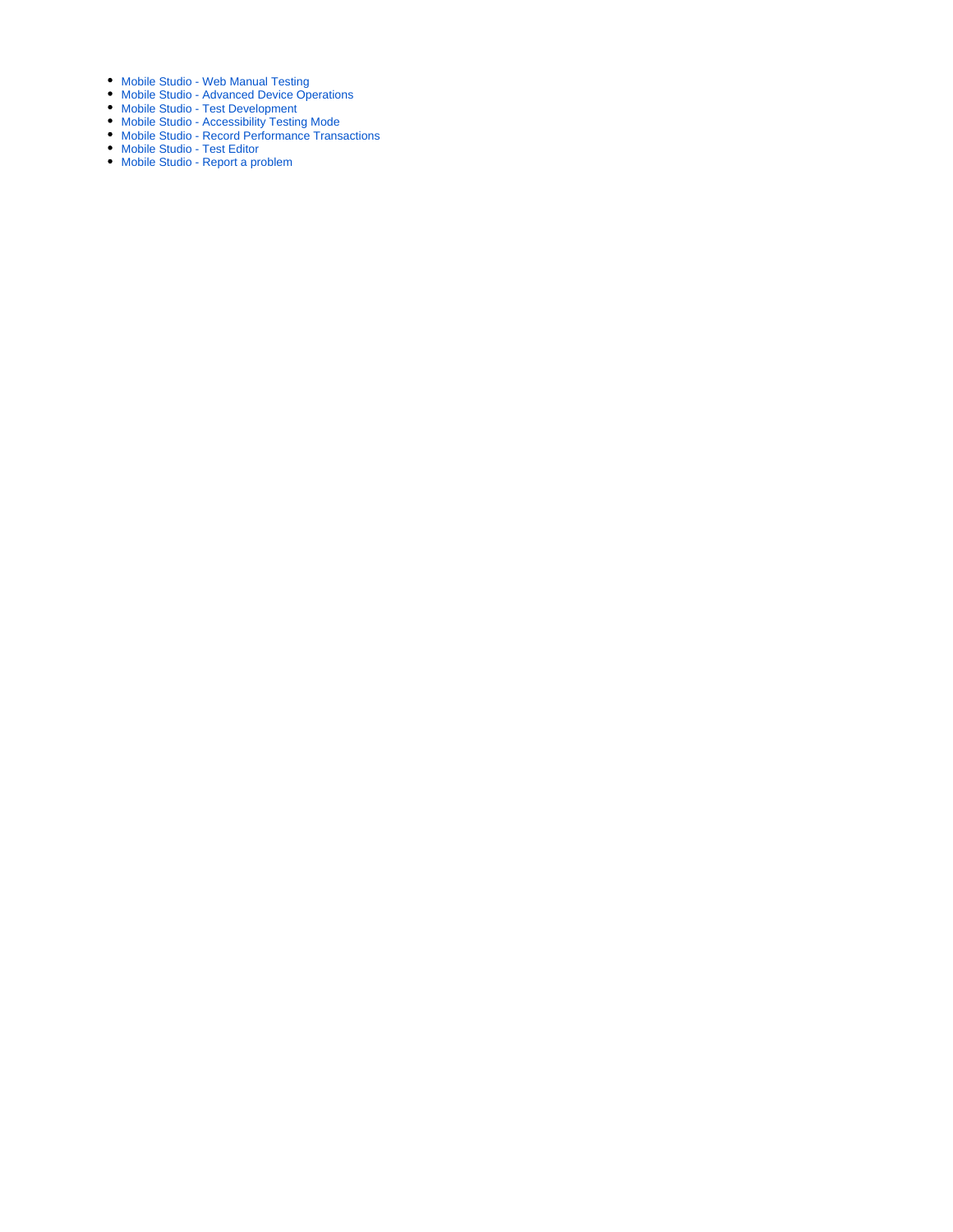- Mobile Studio - Web Manual Testing
- Mobile Studio - Advanced Device Operations
- Mobile Studio - Test Development
- Mobile Studio - Accessibility Testing Mode
- Mobile Studio - Record Performance Transactions
- Mobile Studio - Test Editor
- Mobile Studio - Report a problem